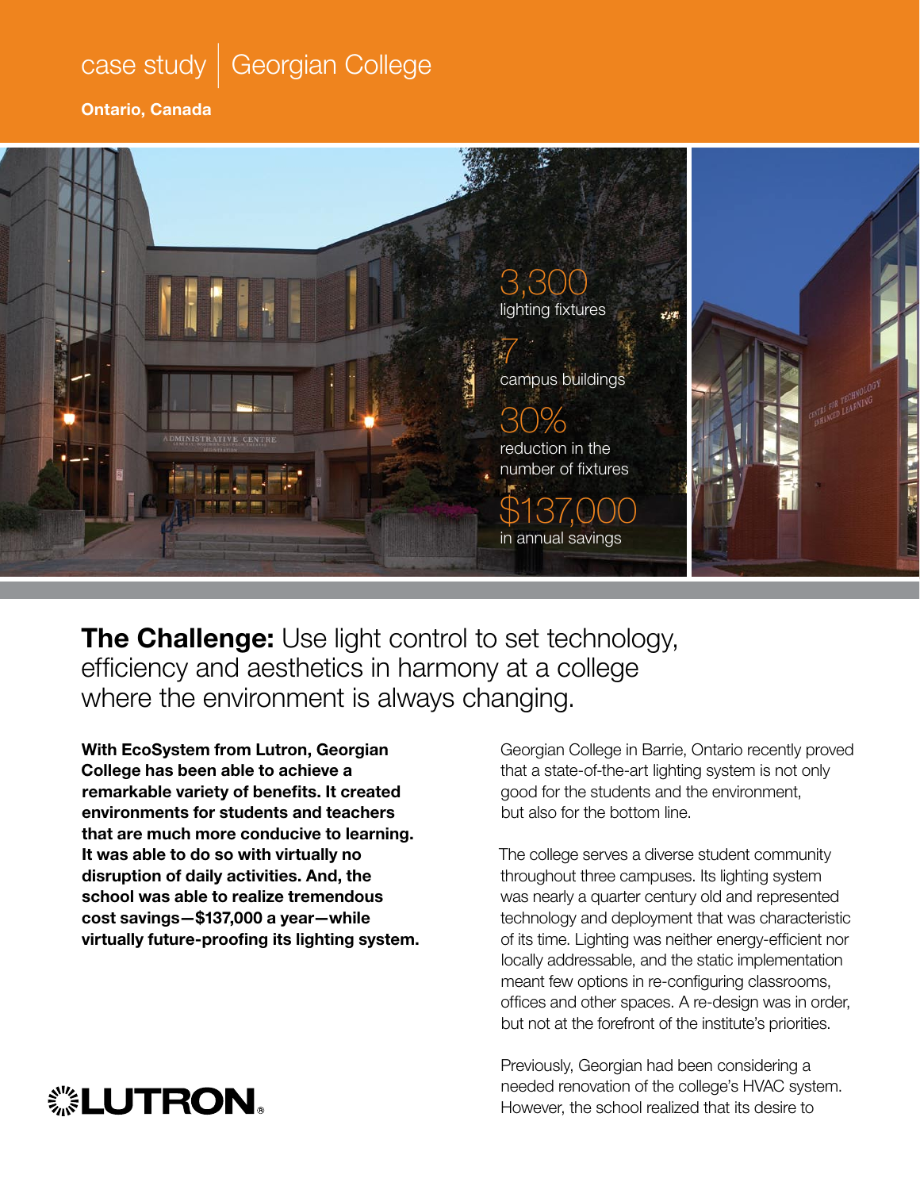case study | Georgian College

**Ontario, Canada**

3,300
lighting fixtures

7
campus buildings

30%
reduction in the number of fixtures

$137,000
in annual savings

## **The Challenge:** Use light control to set technology, efficiency and aesthetics in harmony at a college where the environment is always changing.

**With EcoSystem from Lutron, Georgian College has been able to achieve a remarkable variety of benefits. It created environments for students and teachers that are much more conducive to learning. It was able to do so with virtually no disruption of daily activities. And, the school was able to realize tremendous cost savings—$137,000 a year—while virtually future-proofing its lighting system.**

Georgian College in Barrie, Ontario recently proved that a state-of-the-art lighting system is not only good for the students and the environment, but also for the bottom line.

The college serves a diverse student community throughout three campuses. Its lighting system was nearly a quarter century old and represented technology and deployment that was characteristic of its time. Lighting was neither energy-efficient nor locally addressable, and the static implementation meant few options in re-configuring classrooms, offices and other spaces. A re-design was in order, but not at the forefront of the institute's priorities.

Previously, Georgian had been considering a needed renovation of the college's HVAC system. However, the school realized that its desire to

LUTRON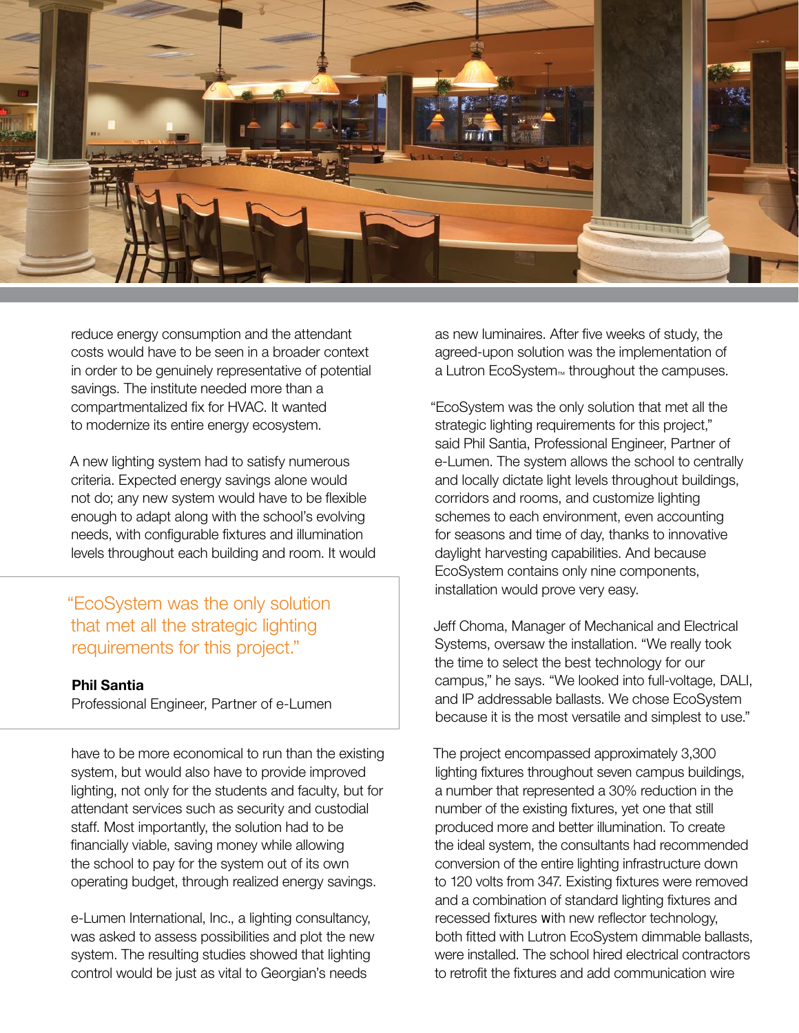reduce energy consumption and the attendant costs would have to be seen in a broader context in order to be genuinely representative of potential savings. The institute needed more than a compartmentalized fix for HVAC. It wanted to modernize its entire energy ecosystem.

A new lighting system had to satisfy numerous criteria. Expected energy savings alone would not do; any new system would have to be flexible enough to adapt along with the school's evolving needs, with configurable fixtures and illumination levels throughout each building and room. It would have to be more economical to run than the existing system, but would also have to provide improved lighting, not only for the students and faculty, but for attendant services such as security and custodial staff. Most importantly, the solution had to be financially viable, saving money while allowing the school to pay for the system out of its own operating budget, through realized energy savings.

> "EcoSystem was the only solution that met all the strategic lighting requirements for this project."
>
> **Phil Santia**
> Professional Engineer, Partner of e-Lumen

e-Lumen International, Inc., a lighting consultancy, was asked to assess possibilities and plot the new system. The resulting studies showed that lighting control would be just as vital to Georgian's needs as new luminaires. After five weeks of study, the agreed-upon solution was the implementation of a Lutron EcoSystem™ throughout the campuses.

"EcoSystem was the only solution that met all the strategic lighting requirements for this project," said Phil Santia, Professional Engineer, Partner of e-Lumen. The system allows the school to centrally and locally dictate light levels throughout buildings, corridors and rooms, and customize lighting schemes to each environment, even accounting for seasons and time of day, thanks to innovative daylight harvesting capabilities. And because EcoSystem contains only nine components, installation would prove very easy.

Jeff Choma, Manager of Mechanical and Electrical Systems, oversaw the installation. "We really took the time to select the best technology for our campus," he says. "We looked into full-voltage, DALI, and IP addressable ballasts. We chose EcoSystem because it is the most versatile and simplest to use."

The project encompassed approximately 3,300 lighting fixtures throughout seven campus buildings, a number that represented a 30% reduction in the number of the existing fixtures, yet one that still produced more and better illumination. To create the ideal system, the consultants had recommended conversion of the entire lighting infrastructure down to 120 volts from 347. Existing fixtures were removed and a combination of standard lighting fixtures and recessed fixtures with new reflector technology, both fitted with Lutron EcoSystem dimmable ballasts, were installed. The school hired electrical contractors to retrofit the fixtures and add communication wire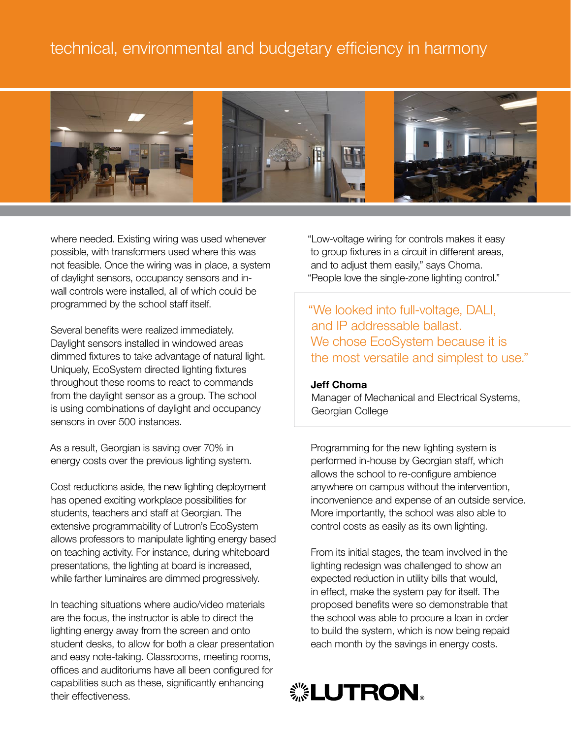technical, environmental and budgetary efficiency in harmony

where needed. Existing wiring was used whenever possible, with transformers used where this was not feasible. Once the wiring was in place, a system of daylight sensors, occupancy sensors and in-wall controls were installed, all of which could be programmed by the school staff itself.

Several benefits were realized immediately. Daylight sensors installed in windowed areas dimmed fixtures to take advantage of natural light. Uniquely, EcoSystem directed lighting fixtures throughout these rooms to react to commands from the daylight sensor as a group. The school is using combinations of daylight and occupancy sensors in over 500 instances.

As a result, Georgian is saving over 70% in energy costs over the previous lighting system.

Cost reductions aside, the new lighting deployment has opened exciting workplace possibilities for students, teachers and staff at Georgian. The extensive programmability of Lutron's EcoSystem allows professors to manipulate lighting energy based on teaching activity. For instance, during whiteboard presentations, the lighting at board is increased, while farther luminaires are dimmed progressively.

In teaching situations where audio/video materials are the focus, the instructor is able to direct the lighting energy away from the screen and onto student desks, to allow for both a clear presentation and easy note-taking. Classrooms, meeting rooms, offices and auditoriums have all been configured for capabilities such as these, significantly enhancing their effectiveness.

"Low-voltage wiring for controls makes it easy to group fixtures in a circuit in different areas, and to adjust them easily," says Choma. "People love the single-zone lighting control."

> "We looked into full-voltage, DALI, and IP addressable ballast. We chose EcoSystem because it is the most versatile and simplest to use."
>
> **Jeff Choma**
> Manager of Mechanical and Electrical Systems, Georgian College

Programming for the new lighting system is performed in-house by Georgian staff, which allows the school to re-configure ambience anywhere on campus without the intervention, inconvenience and expense of an outside service. More importantly, the school was also able to control costs as easily as its own lighting.

From its initial stages, the team involved in the lighting redesign was challenged to show an expected reduction in utility bills that would, in effect, make the system pay for itself. The proposed benefits were so demonstrable that the school was able to procure a loan in order to build the system, which is now being repaid each month by the savings in energy costs.

LUTRON®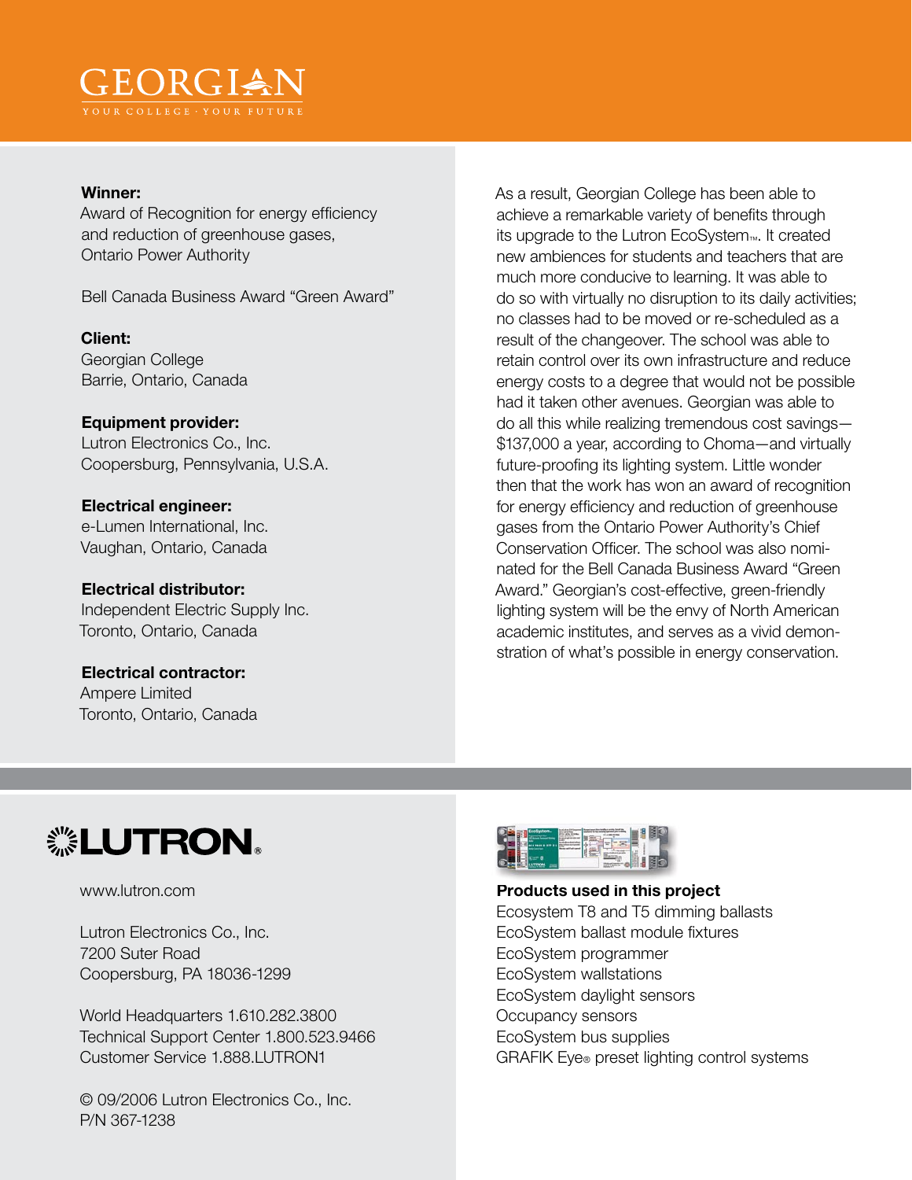GEORGIAN

YOUR COLLEGE · YOUR FUTURE

**Winner:**
Award of Recognition for energy efficiency and reduction of greenhouse gases, Ontario Power Authority

Bell Canada Business Award "Green Award"

**Client:**
Georgian College
Barrie, Ontario, Canada

**Equipment provider:**
Lutron Electronics Co., Inc.
Coopersburg, Pennsylvania, U.S.A.

**Electrical engineer:**
e-Lumen International, Inc.
Vaughan, Ontario, Canada

**Electrical distributor:**
Independent Electric Supply Inc.
Toronto, Ontario, Canada

**Electrical contractor:**
Ampere Limited
Toronto, Ontario, Canada

As a result, Georgian College has been able to achieve a remarkable variety of benefits through its upgrade to the Lutron EcoSystem™. It created new ambiences for students and teachers that are much more conducive to learning. It was able to do so with virtually no disruption to its daily activities; no classes had to be moved or re-scheduled as a result of the changeover. The school was able to retain control over its own infrastructure and reduce energy costs to a degree that would not be possible had it taken other avenues. Georgian was able to do all this while realizing tremendous cost savings—$137,000 a year, according to Choma—and virtually future-proofing its lighting system. Little wonder then that the work has won an award of recognition for energy efficiency and reduction of greenhouse gases from the Ontario Power Authority's Chief Conservation Officer. The school was also nominated for the Bell Canada Business Award "Green Award." Georgian's cost-effective, green-friendly lighting system will be the envy of North American academic institutes, and serves as a vivid demonstration of what's possible in energy conservation.

LUTRON®

www.lutron.com

Lutron Electronics Co., Inc.
7200 Suter Road
Coopersburg, PA 18036-1299

World Headquarters 1.610.282.3800
Technical Support Center 1.800.523.9466
Customer Service 1.888.LUTRON1

© 09/2006 Lutron Electronics Co., Inc.
P/N 367-1238

**Products used in this project**

- Ecosystem T8 and T5 dimming ballasts
- EcoSystem ballast module fixtures
- EcoSystem programmer
- EcoSystem wallstations
- EcoSystem daylight sensors
- Occupancy sensors
- EcoSystem bus supplies
- GRAFIK Eye® preset lighting control systems